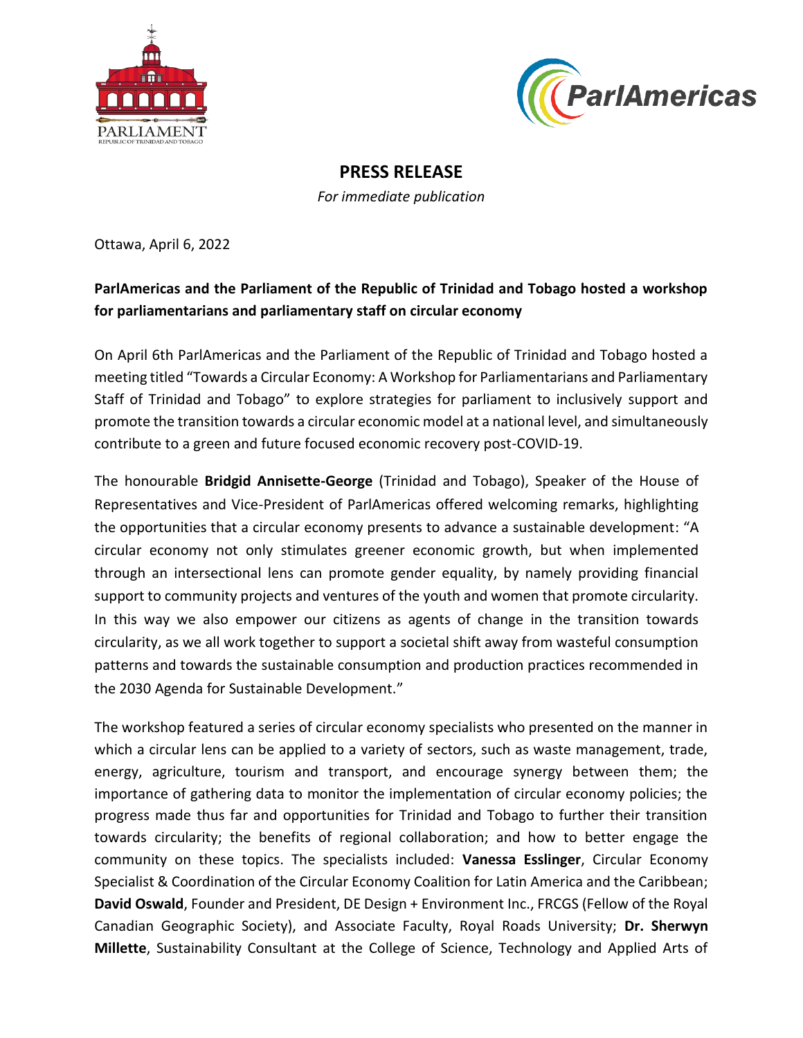## PRESS RELEASE

*For immediate publication*

Ottawa, April 6, 2022

**ParlAmericas and the Parliament of the Republic of Trinidad and Tobago hosted a workshop for parliamentarians and parliamentary staff on circular economy**

On April 6th ParlAmericas and the Parliament of the Republic of Trinidad and Tobago hosted a meeting titled "Towards a Circular Economy: A Workshop for Parliamentarians and Parliamentary Staff of Trinidad and Tobago" to explore strategies for parliament to inclusively support and promote the transition towards a circular economic model at a national level, and simultaneously contribute to a green and future focused economic recovery post-COVID-19.

The honourable **Bridgid Annisette-George** (Trinidad and Tobago), Speaker of the House of Representatives and Vice-President of ParlAmericas offered welcoming remarks, highlighting the opportunities that a circular economy presents to advance a sustainable development: "A circular economy not only stimulates greener economic growth, but when implemented through an intersectional lens can promote gender equality, by namely providing financial support to community projects and ventures of the youth and women that promote circularity. In this way we also empower our citizens as agents of change in the transition towards circularity, as we all work together to support a societal shift away from wasteful consumption patterns and towards the sustainable consumption and production practices recommended in the 2030 Agenda for Sustainable Development."

The workshop featured a series of circular economy specialists who presented on the manner in which a circular lens can be applied to a variety of sectors, such as waste management, trade, energy, agriculture, tourism and transport, and encourage synergy between them; the importance of gathering data to monitor the implementation of circular economy policies; the progress made thus far and opportunities for Trinidad and Tobago to further their transition towards circularity; the benefits of regional collaboration; and how to better engage the community on these topics. The specialists included: **Vanessa Esslinger**, Circular Economy Specialist & Coordination of the Circular Economy Coalition for Latin America and the Caribbean; **David Oswald**, Founder and President, DE Design + Environment Inc., FRCGS (Fellow of the Royal Canadian Geographic Society), and Associate Faculty, Royal Roads University; **Dr. Sherwyn Millette**, Sustainability Consultant at the College of Science, Technology and Applied Arts of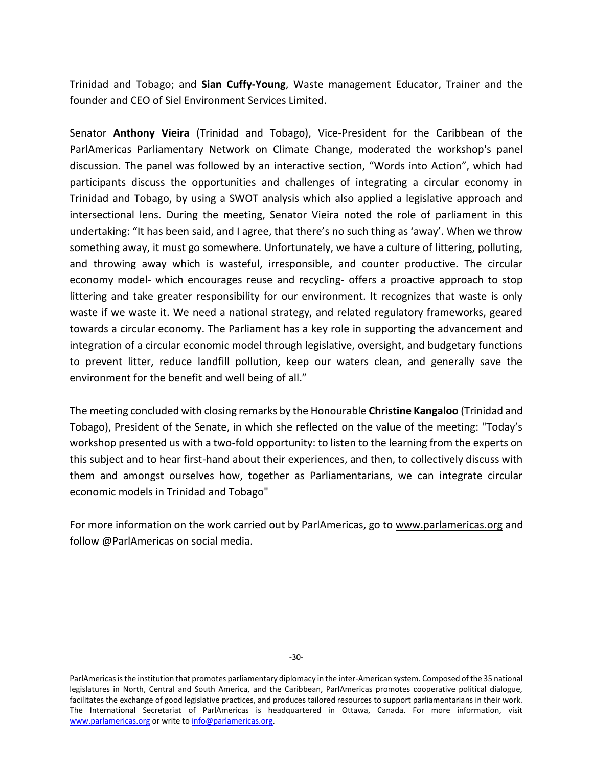Trinidad and Tobago; and **Sian Cuffy-Young**, Waste management Educator, Trainer and the founder and CEO of Siel Environment Services Limited.

Senator **Anthony Vieira** (Trinidad and Tobago), Vice-President for the Caribbean of the ParlAmericas Parliamentary Network on Climate Change, moderated the workshop's panel discussion. The panel was followed by an interactive section, "Words into Action", which had participants discuss the opportunities and challenges of integrating a circular economy in Trinidad and Tobago, by using a SWOT analysis which also applied a legislative approach and intersectional lens. During the meeting, Senator Vieira noted the role of parliament in this undertaking: "It has been said, and I agree, that there's no such thing as 'away'. When we throw something away, it must go somewhere. Unfortunately, we have a culture of littering, polluting, and throwing away which is wasteful, irresponsible, and counter productive. The circular economy model- which encourages reuse and recycling- offers a proactive approach to stop littering and take greater responsibility for our environment. It recognizes that waste is only waste if we waste it. We need a national strategy, and related regulatory frameworks, geared towards a circular economy. The Parliament has a key role in supporting the advancement and integration of a circular economic model through legislative, oversight, and budgetary functions to prevent litter, reduce landfill pollution, keep our waters clean, and generally save the environment for the benefit and well being of all."

The meeting concluded with closing remarks by the Honourable **Christine Kangaloo** (Trinidad and Tobago), President of the Senate, in which she reflected on the value of the meeting: "Today's workshop presented us with a two-fold opportunity: to listen to the learning from the experts on this subject and to hear first-hand about their experiences, and then, to collectively discuss with them and amongst ourselves how, together as Parliamentarians, we can integrate circular economic models in Trinidad and Tobago"

For more information on the work carried out by ParlAmericas, go to www.parlamericas.org and follow @ParlAmericas on social media.

-30-

ParlAmericas is the institution that promotes parliamentary diplomacy in the inter-American system. Composed of the 35 national legislatures in North, Central and South America, and the Caribbean, ParlAmericas promotes cooperative political dialogue, facilitates the exchange of good legislative practices, and produces tailored resources to support parliamentarians in their work. The International Secretariat of ParlAmericas is headquartered in Ottawa, Canada. For more information, visit www.parlamericas.org or write to info@parlamericas.org.